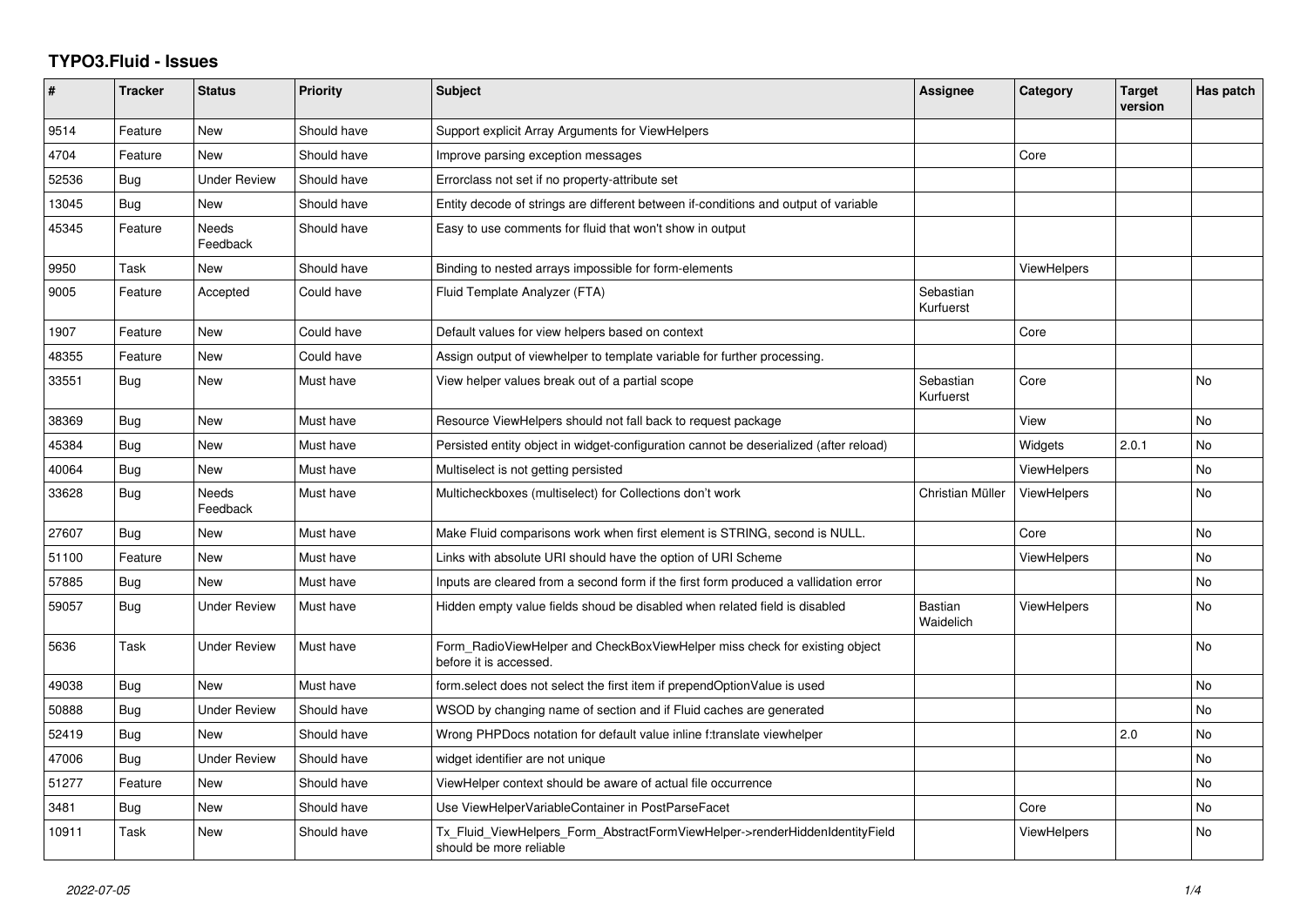# TYPO3.Fluid - Issues

| # | Tracker | Status | Priority | Subject | Assignee | Category | Target version | Has patch |
|---|---|---|---|---|---|---|---|---|
| 9514 | Feature | New | Should have | Support explicit Array Arguments for ViewHelpers | | | | |
| 4704 | Feature | New | Should have | Improve parsing exception messages | | Core | | |
| 52536 | Bug | Under Review | Should have | Errorclass not set if no property-attribute set | | | | |
| 13045 | Bug | New | Should have | Entity decode of strings are different between if-conditions and output of variable | | | | |
| 45345 | Feature | Needs Feedback | Should have | Easy to use comments for fluid that won't show in output | | | | |
| 9950 | Task | New | Should have | Binding to nested arrays impossible for form-elements | | ViewHelpers | | |
| 9005 | Feature | Accepted | Could have | Fluid Template Analyzer (FTA) | Sebastian Kurfuerst | | | |
| 1907 | Feature | New | Could have | Default values for view helpers based on context | | Core | | |
| 48355 | Feature | New | Could have | Assign output of viewhelper to template variable for further processing. | | | | |
| 33551 | Bug | New | Must have | View helper values break out of a partial scope | Sebastian Kurfuerst | Core | | No |
| 38369 | Bug | New | Must have | Resource ViewHelpers should not fall back to request package | | View | | No |
| 45384 | Bug | New | Must have | Persisted entity object in widget-configuration cannot be deserialized (after reload) | | Widgets | 2.0.1 | No |
| 40064 | Bug | New | Must have | Multiselect is not getting persisted | | ViewHelpers | | No |
| 33628 | Bug | Needs Feedback | Must have | Multicheckboxes (multiselect) for Collections don't work | Christian Müller | ViewHelpers | | No |
| 27607 | Bug | New | Must have | Make Fluid comparisons work when first element is STRING, second is NULL. | | Core | | No |
| 51100 | Feature | New | Must have | Links with absolute URI should have the option of URI Scheme | | ViewHelpers | | No |
| 57885 | Bug | New | Must have | Inputs are cleared from a second form if the first form produced a vallidation error | | | | No |
| 59057 | Bug | Under Review | Must have | Hidden empty value fields shoud be disabled when related field is disabled | Bastian Waidelich | ViewHelpers | | No |
| 5636 | Task | Under Review | Must have | Form_RadioViewHelper and CheckBoxViewHelper miss check for existing object before it is accessed. | | | | No |
| 49038 | Bug | New | Must have | form.select does not select the first item if prependOptionValue is used | | | | No |
| 50888 | Bug | Under Review | Should have | WSOD by changing name of section and if Fluid caches are generated | | | | No |
| 52419 | Bug | New | Should have | Wrong PHPDocs notation for default value inline f:translate viewhelper | | | 2.0 | No |
| 47006 | Bug | Under Review | Should have | widget identifier are not unique | | | | No |
| 51277 | Feature | New | Should have | ViewHelper context should be aware of actual file occurrence | | | | No |
| 3481 | Bug | New | Should have | Use ViewHelperVariableContainer in PostParseFacet | | Core | | No |
| 10911 | Task | New | Should have | Tx_Fluid_ViewHelpers_Form_AbstractFormViewHelper->renderHiddenIdentityField should be more reliable | | ViewHelpers | | No |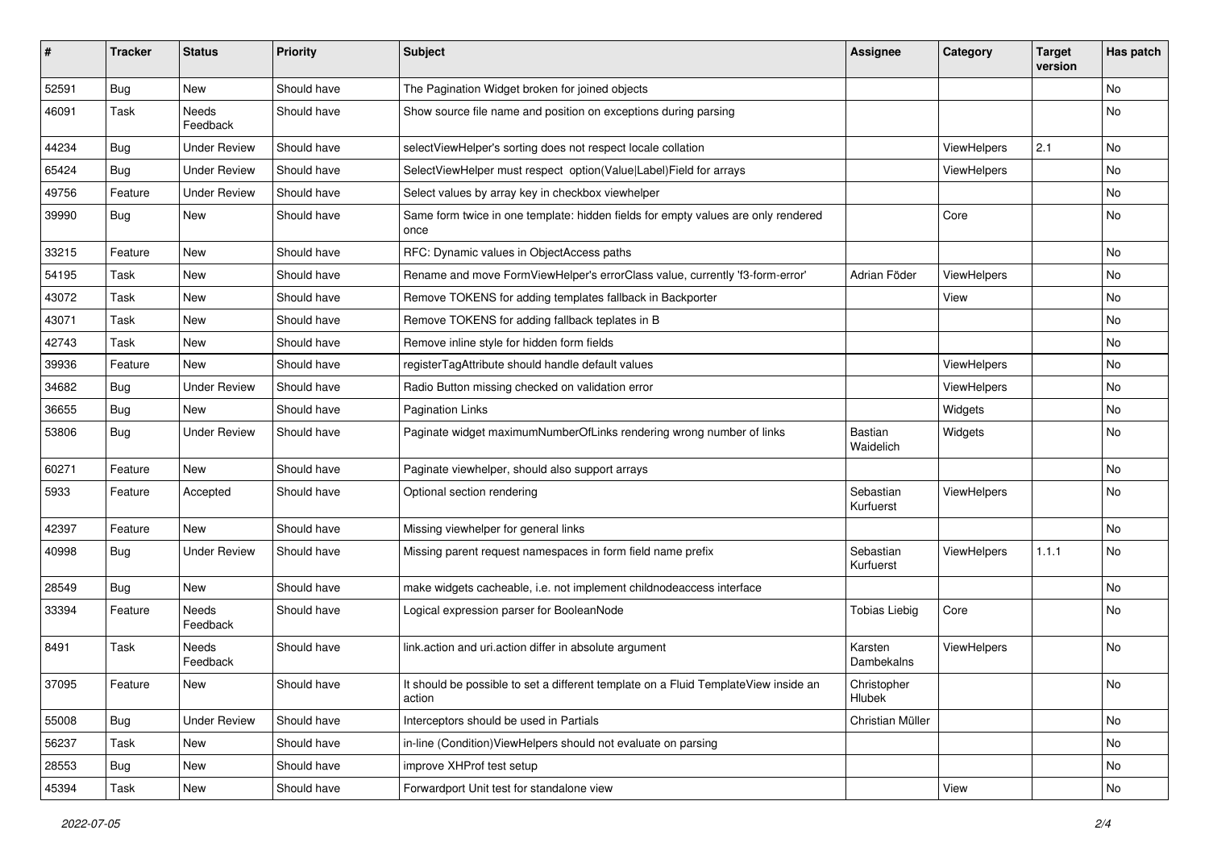| # | Tracker | Status | Priority | Subject | Assignee | Category | Target version | Has patch |
|---|---|---|---|---|---|---|---|---|
| 52591 | Bug | New | Should have | The Pagination Widget broken for joined objects | | | | No |
| 46091 | Task | Needs Feedback | Should have | Show source file name and position on exceptions during parsing | | | | No |
| 44234 | Bug | Under Review | Should have | selectViewHelper's sorting does not respect locale collation | | ViewHelpers | 2.1 | No |
| 65424 | Bug | Under Review | Should have | SelectViewHelper must respect option(Value\|Label)Field for arrays | | ViewHelpers | | No |
| 49756 | Feature | Under Review | Should have | Select values by array key in checkbox viewhelper | | | | No |
| 39990 | Bug | New | Should have | Same form twice in one template: hidden fields for empty values are only rendered once | | Core | | No |
| 33215 | Feature | New | Should have | RFC: Dynamic values in ObjectAccess paths | | | | No |
| 54195 | Task | New | Should have | Rename and move FormViewHelper's errorClass value, currently 'f3-form-error' | Adrian Föder | ViewHelpers | | No |
| 43072 | Task | New | Should have | Remove TOKENS for adding templates fallback in Backporter | | View | | No |
| 43071 | Task | New | Should have | Remove TOKENS for adding fallback teplates in B | | | | No |
| 42743 | Task | New | Should have | Remove inline style for hidden form fields | | | | No |
| 39936 | Feature | New | Should have | registerTagAttribute should handle default values | | ViewHelpers | | No |
| 34682 | Bug | Under Review | Should have | Radio Button missing checked on validation error | | ViewHelpers | | No |
| 36655 | Bug | New | Should have | Pagination Links | | Widgets | | No |
| 53806 | Bug | Under Review | Should have | Paginate widget maximumNumberOfLinks rendering wrong number of links | Bastian Waidelich | Widgets | | No |
| 60271 | Feature | New | Should have | Paginate viewhelper, should also support arrays | | | | No |
| 5933 | Feature | Accepted | Should have | Optional section rendering | Sebastian Kurfuerst | ViewHelpers | | No |
| 42397 | Feature | New | Should have | Missing viewhelper for general links | | | | No |
| 40998 | Bug | Under Review | Should have | Missing parent request namespaces in form field name prefix | Sebastian Kurfuerst | ViewHelpers | 1.1.1 | No |
| 28549 | Bug | New | Should have | make widgets cacheable, i.e. not implement childnodeaccess interface | | | | No |
| 33394 | Feature | Needs Feedback | Should have | Logical expression parser for BooleanNode | Tobias Liebig | Core | | No |
| 8491 | Task | Needs Feedback | Should have | link.action and uri.action differ in absolute argument | Karsten Dambekalns | ViewHelpers | | No |
| 37095 | Feature | New | Should have | It should be possible to set a different template on a Fluid TemplateView inside an action | Christopher Hlubek | | | No |
| 55008 | Bug | Under Review | Should have | Interceptors should be used in Partials | Christian Müller | | | No |
| 56237 | Task | New | Should have | in-line (Condition)ViewHelpers should not evaluate on parsing | | | | No |
| 28553 | Bug | New | Should have | improve XHProf test setup | | | | No |
| 45394 | Task | New | Should have | Forwardport Unit test for standalone view | | View | | No |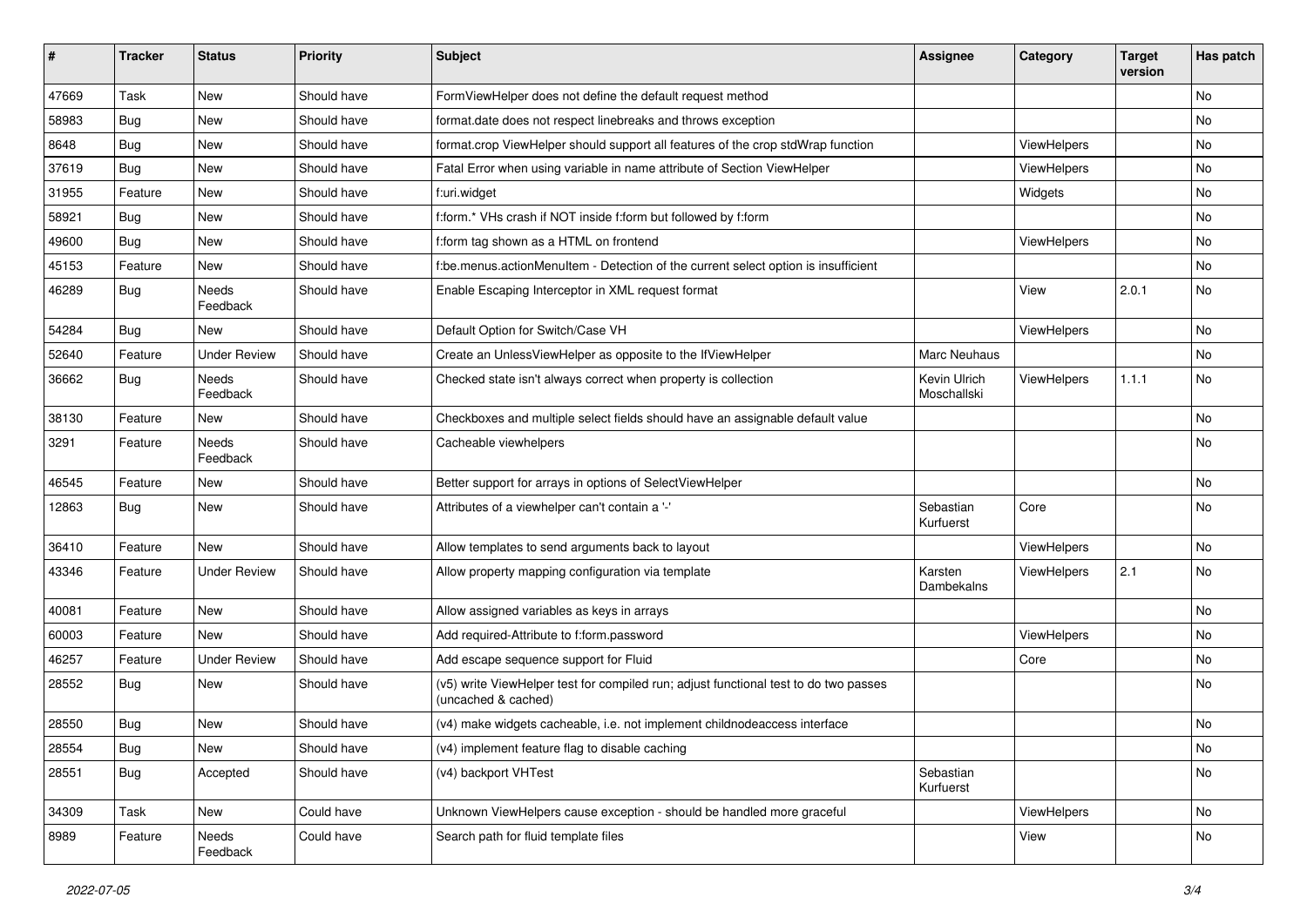| # | Tracker | Status | Priority | Subject | Assignee | Category | Target version | Has patch |
|---|---|---|---|---|---|---|---|---|
| 47669 | Task | New | Should have | FormViewHelper does not define the default request method | | | | No |
| 58983 | Bug | New | Should have | format.date does not respect linebreaks and throws exception | | | | No |
| 8648 | Bug | New | Should have | format.crop ViewHelper should support all features of the crop stdWrap function | | ViewHelpers | | No |
| 37619 | Bug | New | Should have | Fatal Error when using variable in name attribute of Section ViewHelper | | ViewHelpers | | No |
| 31955 | Feature | New | Should have | f:uri.widget | | Widgets | | No |
| 58921 | Bug | New | Should have | f:form.* VHs crash if NOT inside f:form but followed by f:form | | | | No |
| 49600 | Bug | New | Should have | f:form tag shown as a HTML on frontend | | ViewHelpers | | No |
| 45153 | Feature | New | Should have | f:be.menus.actionMenuItem - Detection of the current select option is insufficient | | | | No |
| 46289 | Bug | Needs Feedback | Should have | Enable Escaping Interceptor in XML request format | | View | 2.0.1 | No |
| 54284 | Bug | New | Should have | Default Option for Switch/Case VH | | ViewHelpers | | No |
| 52640 | Feature | Under Review | Should have | Create an UnlessViewHelper as opposite to the IfViewHelper | Marc Neuhaus | | | No |
| 36662 | Bug | Needs Feedback | Should have | Checked state isn't always correct when property is collection | Kevin Ulrich Moschallski | ViewHelpers | 1.1.1 | No |
| 38130 | Feature | New | Should have | Checkboxes and multiple select fields should have an assignable default value | | | | No |
| 3291 | Feature | Needs Feedback | Should have | Cacheable viewhelpers | | | | No |
| 46545 | Feature | New | Should have | Better support for arrays in options of SelectViewHelper | | | | No |
| 12863 | Bug | New | Should have | Attributes of a viewhelper can't contain a '-' | Sebastian Kurfuerst | Core | | No |
| 36410 | Feature | New | Should have | Allow templates to send arguments back to layout | | ViewHelpers | | No |
| 43346 | Feature | Under Review | Should have | Allow property mapping configuration via template | Karsten Dambekalns | ViewHelpers | 2.1 | No |
| 40081 | Feature | New | Should have | Allow assigned variables as keys in arrays | | | | No |
| 60003 | Feature | New | Should have | Add required-Attribute to f:form.password | | ViewHelpers | | No |
| 46257 | Feature | Under Review | Should have | Add escape sequence support for Fluid | | Core | | No |
| 28552 | Bug | New | Should have | (v5) write ViewHelper test for compiled run; adjust functional test to do two passes (uncached & cached) | | | | No |
| 28550 | Bug | New | Should have | (v4) make widgets cacheable, i.e. not implement childnodeaccess interface | | | | No |
| 28554 | Bug | New | Should have | (v4) implement feature flag to disable caching | | | | No |
| 28551 | Bug | Accepted | Should have | (v4) backport VHTest | Sebastian Kurfuerst | | | No |
| 34309 | Task | New | Could have | Unknown ViewHelpers cause exception - should be handled more graceful | | ViewHelpers | | No |
| 8989 | Feature | Needs Feedback | Could have | Search path for fluid template files | | View | | No |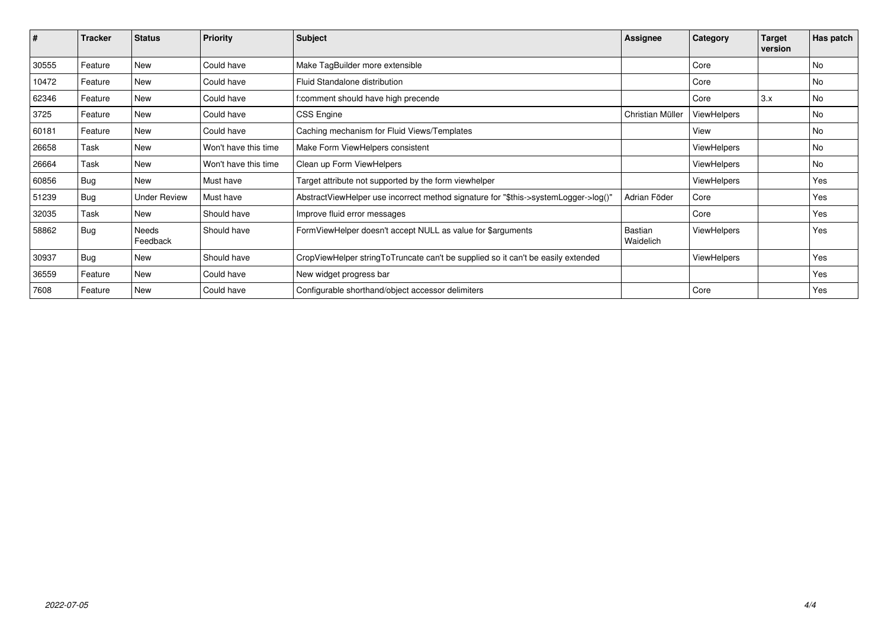| # | Tracker | Status | Priority | Subject | Assignee | Category | Target version | Has patch |
|---|---|---|---|---|---|---|---|---|
| 30555 | Feature | New | Could have | Make TagBuilder more extensible | | Core | | No |
| 10472 | Feature | New | Could have | Fluid Standalone distribution | | Core | | No |
| 62346 | Feature | New | Could have | f:comment should have high precende | | Core | 3.x | No |
| 3725 | Feature | New | Could have | CSS Engine | Christian Müller | ViewHelpers | | No |
| 60181 | Feature | New | Could have | Caching mechanism for Fluid Views/Templates | | View | | No |
| 26658 | Task | New | Won't have this time | Make Form ViewHelpers consistent | | ViewHelpers | | No |
| 26664 | Task | New | Won't have this time | Clean up Form ViewHelpers | | ViewHelpers | | No |
| 60856 | Bug | New | Must have | Target attribute not supported by the form viewhelper | | ViewHelpers | | Yes |
| 51239 | Bug | Under Review | Must have | AbstractViewHelper use incorrect method signature for "$this->systemLogger->log()" | Adrian Föder | Core | | Yes |
| 32035 | Task | New | Should have | Improve fluid error messages | | Core | | Yes |
| 58862 | Bug | Needs Feedback | Should have | FormViewHelper doesn't accept NULL as value for $arguments | Bastian Waidelich | ViewHelpers | | Yes |
| 30937 | Bug | New | Should have | CropViewHelper stringToTruncate can't be supplied so it can't be easily extended | | ViewHelpers | | Yes |
| 36559 | Feature | New | Could have | New widget progress bar | | | | Yes |
| 7608 | Feature | New | Could have | Configurable shorthand/object accessor delimiters | | Core | | Yes |